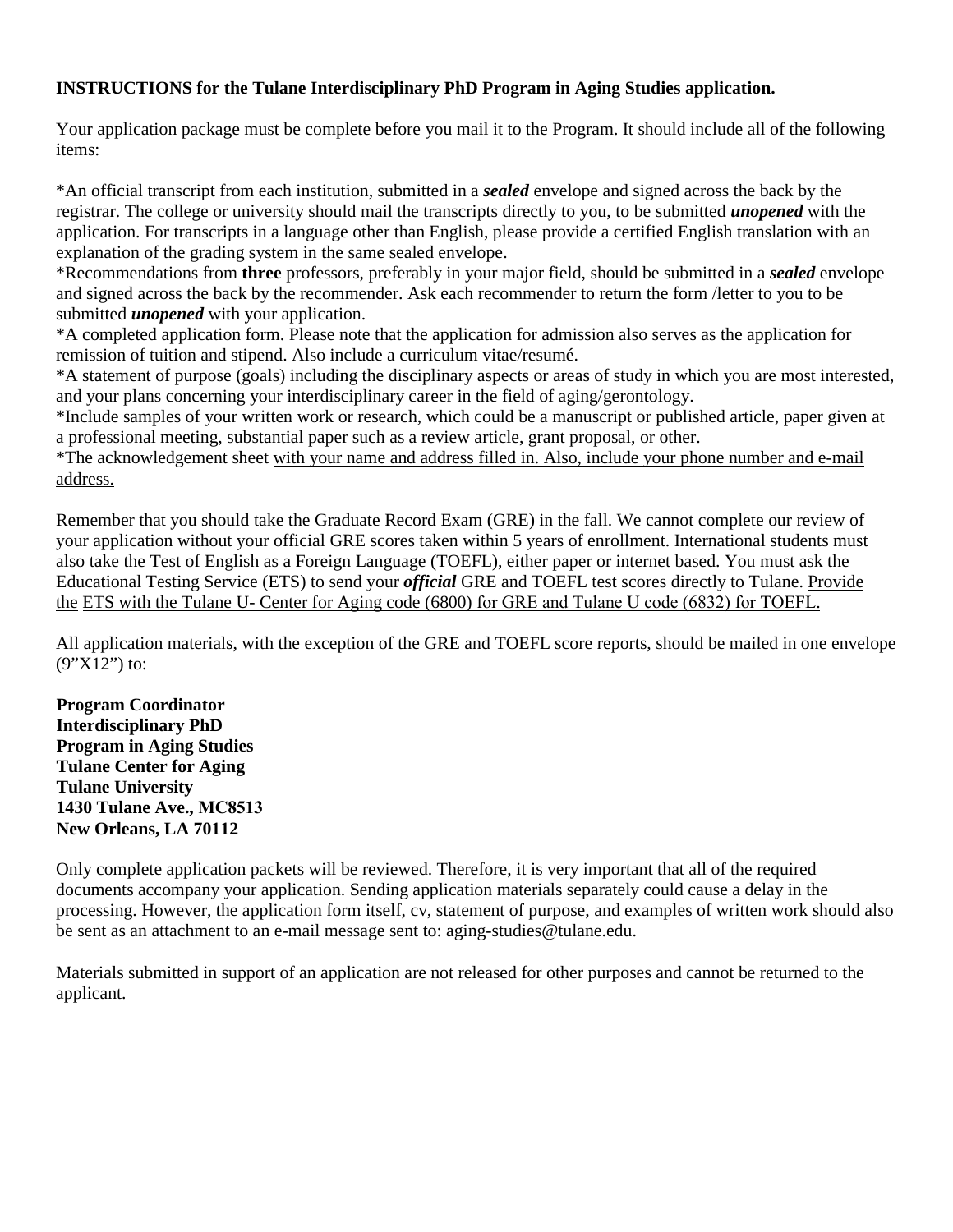**INSTRUCTIONS for the Tulane Interdisciplinary PhD Program in Aging Studies application.**

Your application package must be complete before you mail it to the Program. It should include all of the following items:

*An official transcript from each institution, submitted in a ***sealed*** envelope and signed across the back by the registrar. The college or university should mail the transcripts directly to you, to be submitted ***unopened*** with the application. For transcripts in a language other than English, please provide a certified English translation with an explanation of the grading system in the same sealed envelope.
*Recommendations from **three** professors, preferably in your major field, should be submitted in a ***sealed*** envelope and signed across the back by the recommender. Ask each recommender to return the form /letter to you to be submitted ***unopened*** with your application.
*A completed application form. Please note that the application for admission also serves as the application for remission of tuition and stipend. Also include a curriculum vitae/resumé.
*A statement of purpose (goals) including the disciplinary aspects or areas of study in which you are most interested, and your plans concerning your interdisciplinary career in the field of aging/gerontology.
*Include samples of your written work or research, which could be a manuscript or published article, paper given at a professional meeting, substantial paper such as a review article, grant proposal, or other.
*The acknowledgement sheet with your name and address filled in. Also, include your phone number and e-mail address.

Remember that you should take the Graduate Record Exam (GRE) in the fall. We cannot complete our review of your application without your official GRE scores taken within 5 years of enrollment. International students must also take the Test of English as a Foreign Language (TOEFL), either paper or internet based. You must ask the Educational Testing Service (ETS) to send your ***official*** GRE and TOEFL test scores directly to Tulane. Provide the ETS with the Tulane U- Center for Aging code (6800) for GRE and Tulane U code (6832) for TOEFL.

All application materials, with the exception of the GRE and TOEFL score reports, should be mailed in one envelope (9"X12") to:

**Program Coordinator**
**Interdisciplinary PhD**
**Program in Aging Studies**
**Tulane Center for Aging**
**Tulane University**
**1430 Tulane Ave., MC8513**
**New Orleans, LA 70112**

Only complete application packets will be reviewed. Therefore, it is very important that all of the required documents accompany your application. Sending application materials separately could cause a delay in the processing. However, the application form itself, cv, statement of purpose, and examples of written work should also be sent as an attachment to an e-mail message sent to: aging-studies@tulane.edu.

Materials submitted in support of an application are not released for other purposes and cannot be returned to the applicant.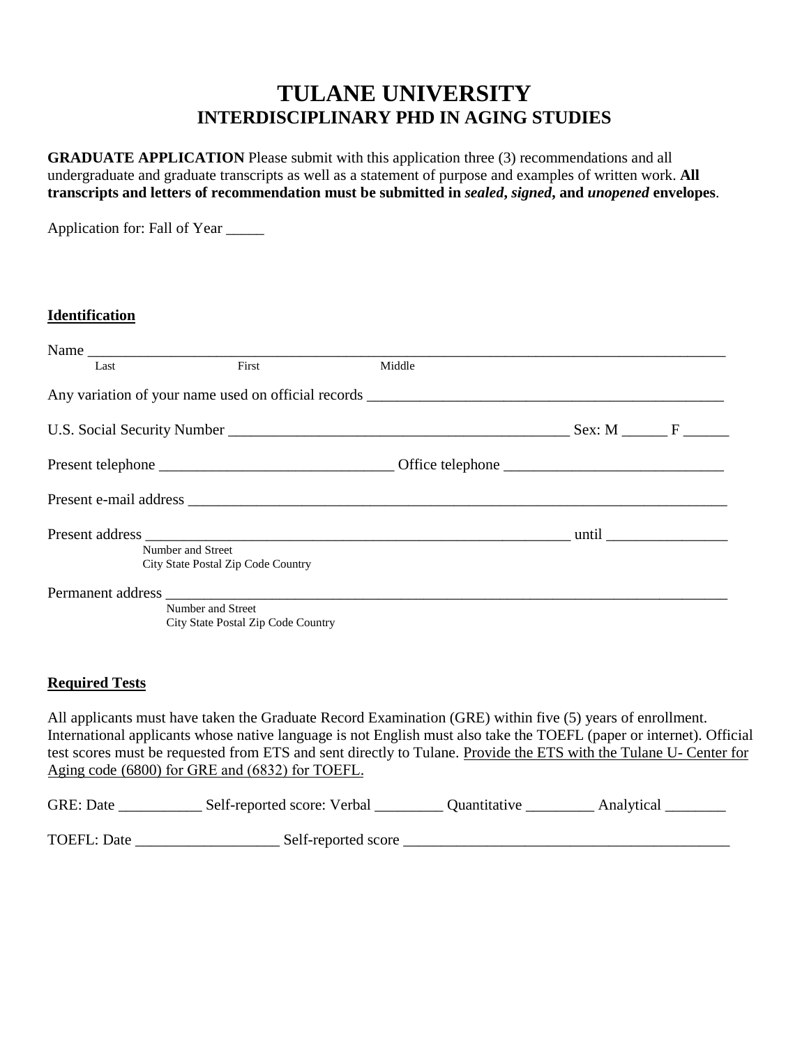# TULANE UNIVERSITY
## INTERDISCIPLINARY PHD IN AGING STUDIES

**GRADUATE APPLICATION** Please submit with this application three (3) recommendations and all undergraduate and graduate transcripts as well as a statement of purpose and examples of written work. **All transcripts and letters of recommendation must be submitted in *sealed*, *signed*, and *unopened* envelopes**.

Application for: Fall of Year _____

**Identification**

Name ______________________________________________________________________
Last First Middle

Any variation of your name used on official records ________________________________

U.S. Social Security Number ______________________________ Sex: M ______ F ______

Present telephone ______________________ Office telephone ______________________

Present e-mail address ______________________________________________________

Present address ______________________________________________ until ____________
Number and Street
City State Postal Zip Code Country

Permanent address ___________________________________________________________
Number and Street
City State Postal Zip Code Country

**Required Tests**

All applicants must have taken the Graduate Record Examination (GRE) within five (5) years of enrollment. International applicants whose native language is not English must also take the TOEFL (paper or internet). Official test scores must be requested from ETS and sent directly to Tulane. Provide the ETS with the Tulane U- Center for Aging code (6800) for GRE and (6832) for TOEFL.

GRE: Date ___________ Self-reported score: Verbal _________ Quantitative _________ Analytical ________

TOEFL: Date ___________________ Self-reported score __________________________________________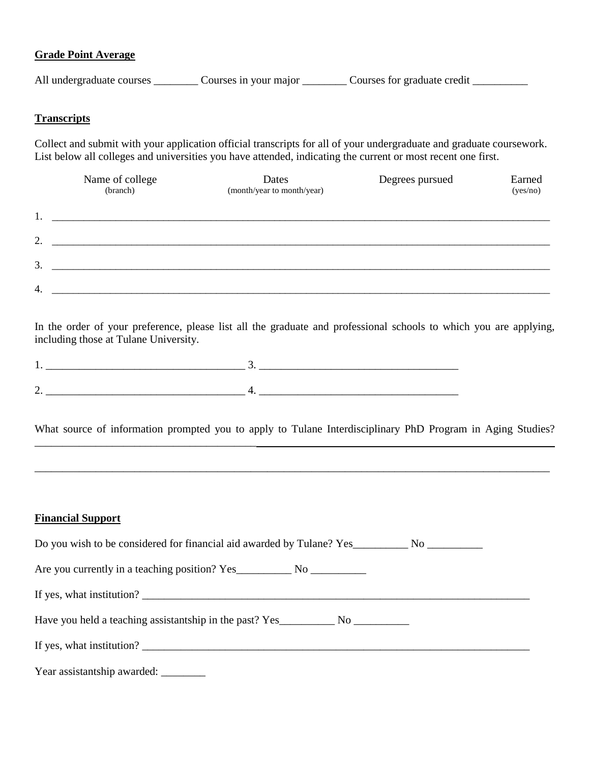**Grade Point Average**

All undergraduate courses ________ Courses in your major ________ Courses for graduate credit __________

**Transcripts**

Collect and submit with your application official transcripts for all of your undergraduate and graduate coursework. List below all colleges and universities you have attended, indicating the current or most recent one first.

| | Name of college (branch) | Dates (month/year to month/year) | Degrees pursued | Earned (yes/no) |
|---|---|---|---|---|
| 1. | | | | |
| 2. | | | | |
| 3. | | | | |
| 4. | | | | |

In the order of your preference, please list all the graduate and professional schools to which you are applying, including those at Tulane University.

1. ____________________________________ 3. ____________________________________

2. ____________________________________ 4. ____________________________________

What source of information prompted you to apply to Tulane Interdisciplinary PhD Program in Aging Studies? ________________________________________________________________________________________

________________________________________________________________________________________

**Financial Support**

Do you wish to be considered for financial aid awarded by Tulane? Yes__________ No __________

Are you currently in a teaching position? Yes__________ No __________

If yes, what institution? ________________________________________________________________________

Have you held a teaching assistantship in the past? Yes__________ No __________

If yes, what institution? ________________________________________________________________________

Year assistantship awarded: ________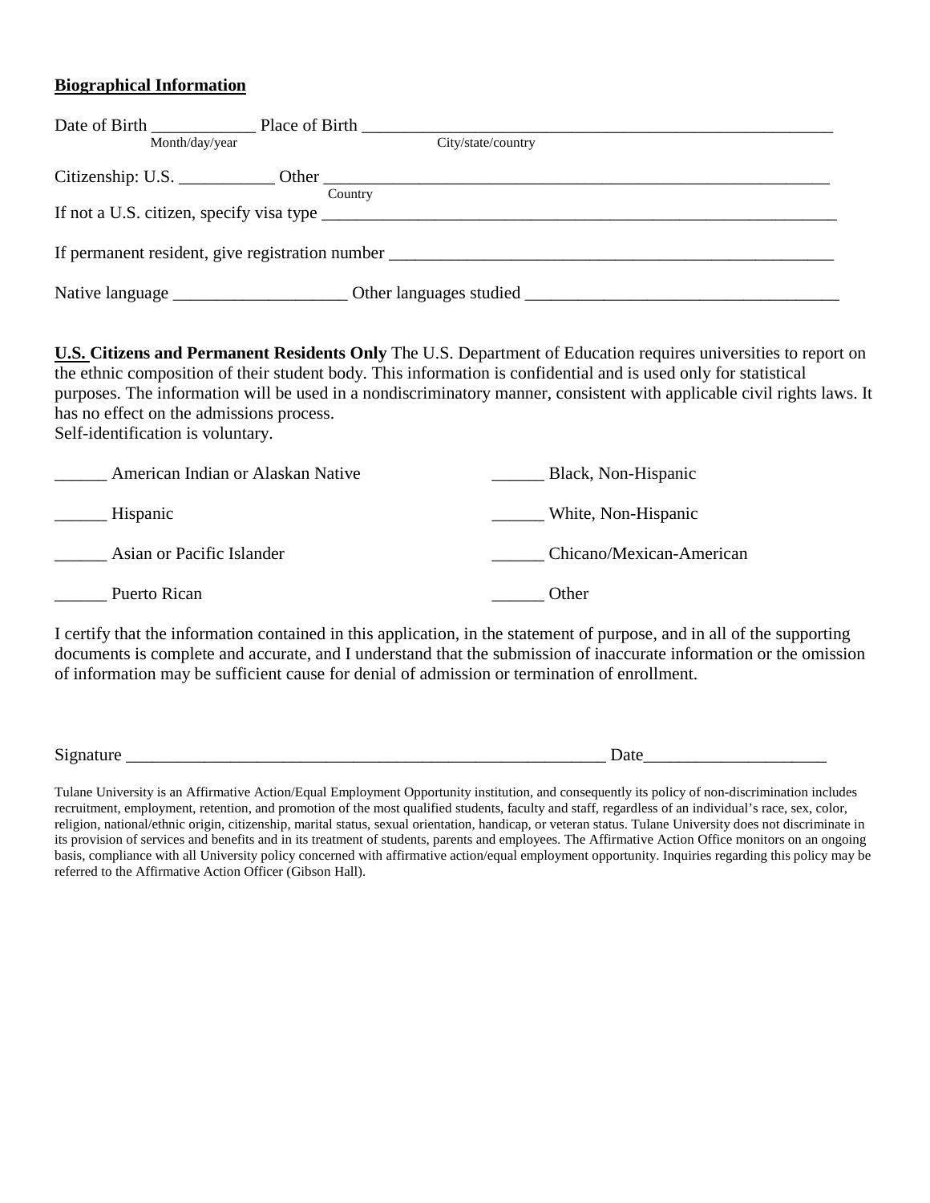**Biographical Information**

Date of Birth ____________ Place of Birth ________________________________________________________
Month/day/year City/state/country

Citizenship: U.S. ___________ Other __________________________________________________________
Country

If not a U.S. citizen, specify visa type _____________________________________________________________

If permanent resident, give registration number ____________________________________________________

Native language ____________________ Other languages studied ___________________________________

**U.S. Citizens and Permanent Residents Only** The U.S. Department of Education requires universities to report on the ethnic composition of their student body. This information is confidential and is used only for statistical purposes. The information will be used in a nondiscriminatory manner, consistent with applicable civil rights laws. It has no effect on the admissions process.
Self-identification is voluntary.

______ American Indian or Alaskan Native

______ Hispanic

______ Asian or Pacific Islander

______ Puerto Rican

______ Black, Non-Hispanic

______ White, Non-Hispanic

______ Chicano/Mexican-American

______ Other

I certify that the information contained in this application, in the statement of purpose, and in all of the supporting documents is complete and accurate, and I understand that the submission of inaccurate information or the omission of information may be sufficient cause for denial of admission or termination of enrollment.

Signature _________________________________________________________ Date_____________________

Tulane University is an Affirmative Action/Equal Employment Opportunity institution, and consequently its policy of non-discrimination includes recruitment, employment, retention, and promotion of the most qualified students, faculty and staff, regardless of an individual's race, sex, color, religion, national/ethnic origin, citizenship, marital status, sexual orientation, handicap, or veteran status. Tulane University does not discriminate in its provision of services and benefits and in its treatment of students, parents and employees. The Affirmative Action Office monitors on an ongoing basis, compliance with all University policy concerned with affirmative action/equal employment opportunity. Inquiries regarding this policy may be referred to the Affirmative Action Officer (Gibson Hall).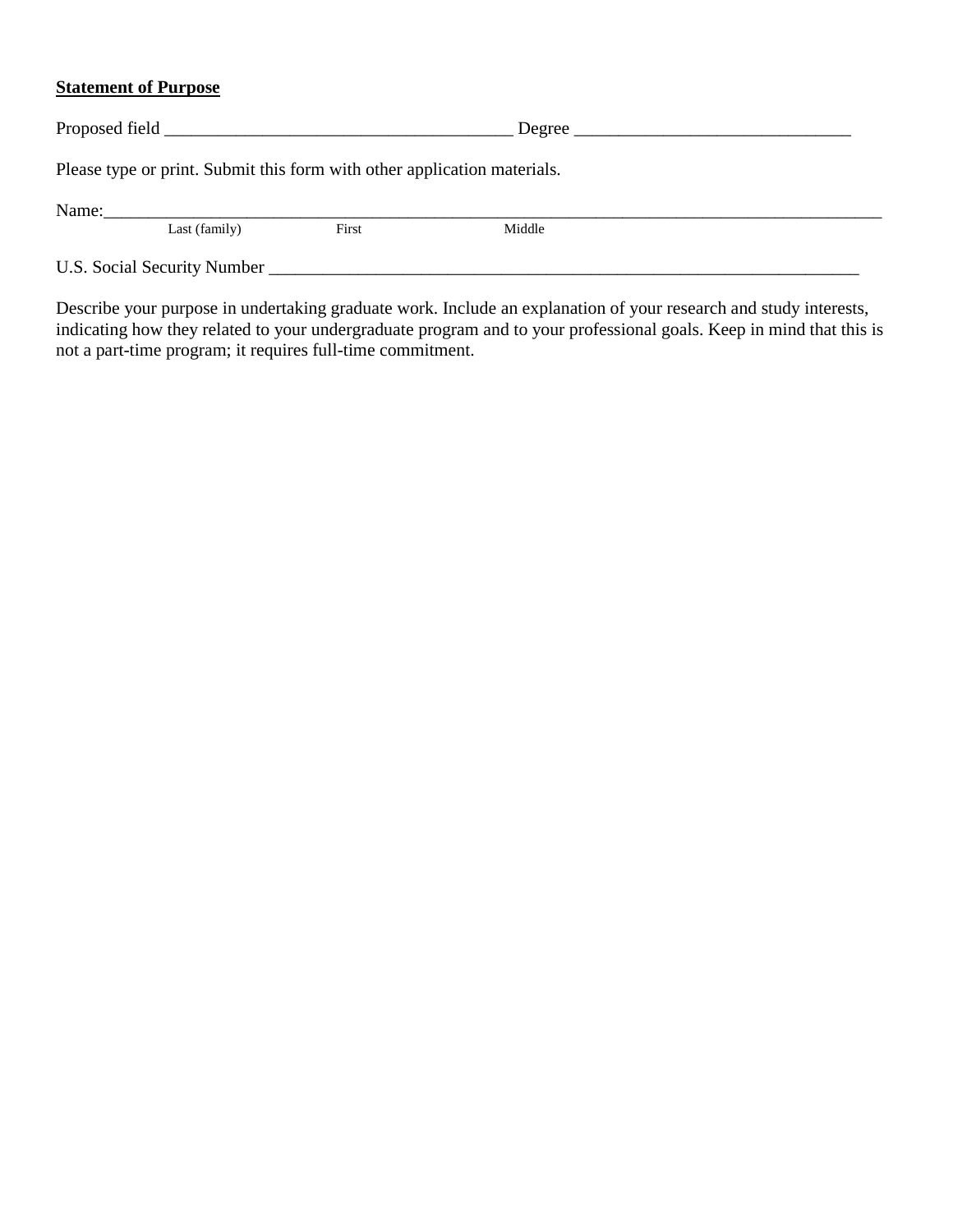**Statement of Purpose**

Proposed field _______________________________________ Degree _______________________________

Please type or print. Submit this form with other application materials.

Name:_____________________________________________________________________________________

Last (family) First Middle

U.S. Social Security Number __________________________________________________________________

Describe your purpose in undertaking graduate work. Include an explanation of your research and study interests, indicating how they related to your undergraduate program and to your professional goals. Keep in mind that this is not a part-time program; it requires full-time commitment.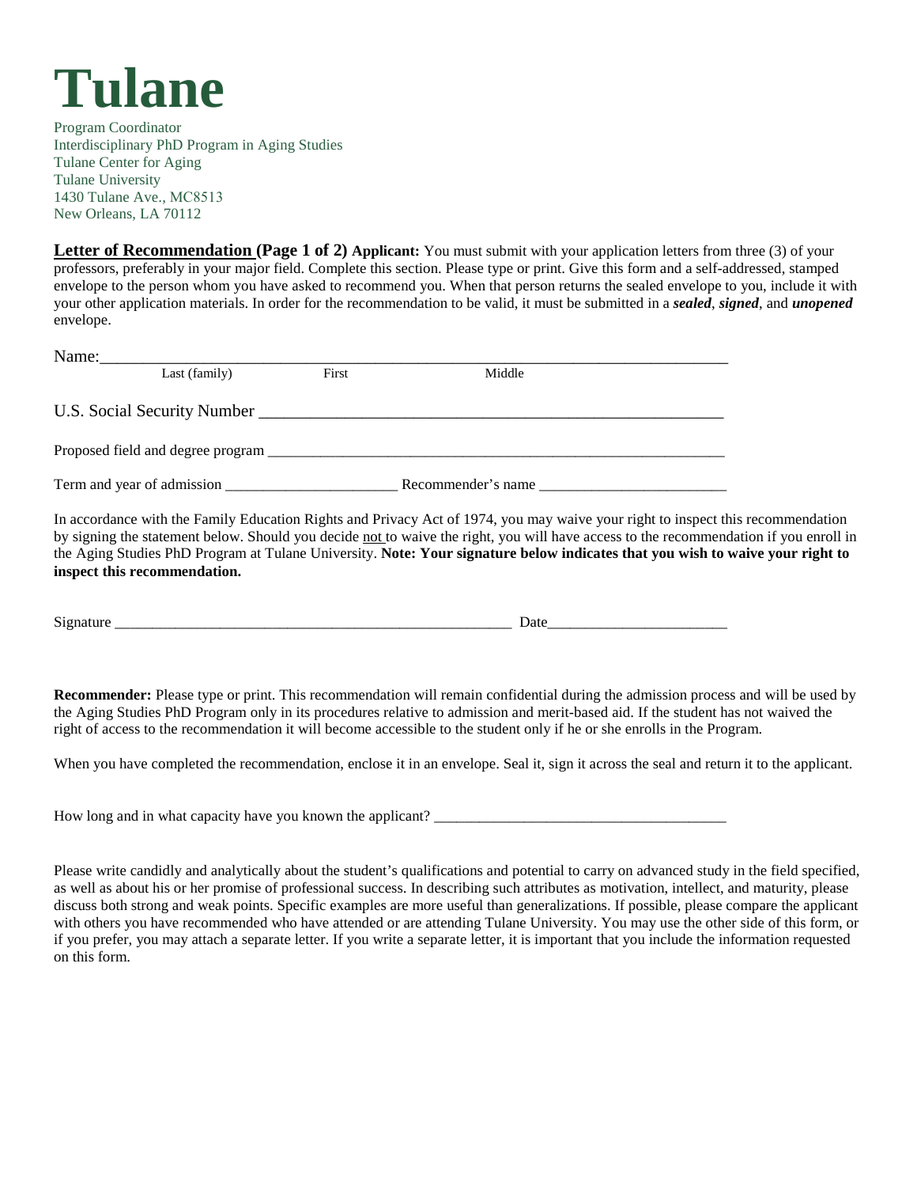# Tulane

Program Coordinator
Interdisciplinary PhD Program in Aging Studies
Tulane Center for Aging
Tulane University
1430 Tulane Ave., MC8513
New Orleans, LA 70112

**Letter of Recommendation (Page 1 of 2)** **Applicant:** You must submit with your application letters from three (3) of your professors, preferably in your major field. Complete this section. Please type or print. Give this form and a self-addressed, stamped envelope to the person whom you have asked to recommend you. When that person returns the sealed envelope to you, include it with your other application materials. In order for the recommendation to be valid, it must be submitted in a ***sealed***, ***signed***, and ***unopened*** envelope.

Name:_______________________________________________________________________
Last (family) First Middle

U.S. Social Security Number _____________________________________________________

Proposed field and degree program ________________________________________________

Term and year of admission ______________________ Recommender's name ________________________

In accordance with the Family Education Rights and Privacy Act of 1974, you may waive your right to inspect this recommendation by signing the statement below. Should you decide not to waive the right, you will have access to the recommendation if you enroll in the Aging Studies PhD Program at Tulane University. **Note: Your signature below indicates that you wish to waive your right to inspect this recommendation.**

Signature _____________________________________________________ Date________________________

**Recommender:** Please type or print. This recommendation will remain confidential during the admission process and will be used by the Aging Studies PhD Program only in its procedures relative to admission and merit-based aid. If the student has not waived the right of access to the recommendation it will become accessible to the student only if he or she enrolls in the Program.

When you have completed the recommendation, enclose it in an envelope. Seal it, sign it across the seal and return it to the applicant.

How long and in what capacity have you known the applicant? _______________________________________

Please write candidly and analytically about the student's qualifications and potential to carry on advanced study in the field specified, as well as about his or her promise of professional success. In describing such attributes as motivation, intellect, and maturity, please discuss both strong and weak points. Specific examples are more useful than generalizations. If possible, please compare the applicant with others you have recommended who have attended or are attending Tulane University. You may use the other side of this form, or if you prefer, you may attach a separate letter. If you write a separate letter, it is important that you include the information requested on this form.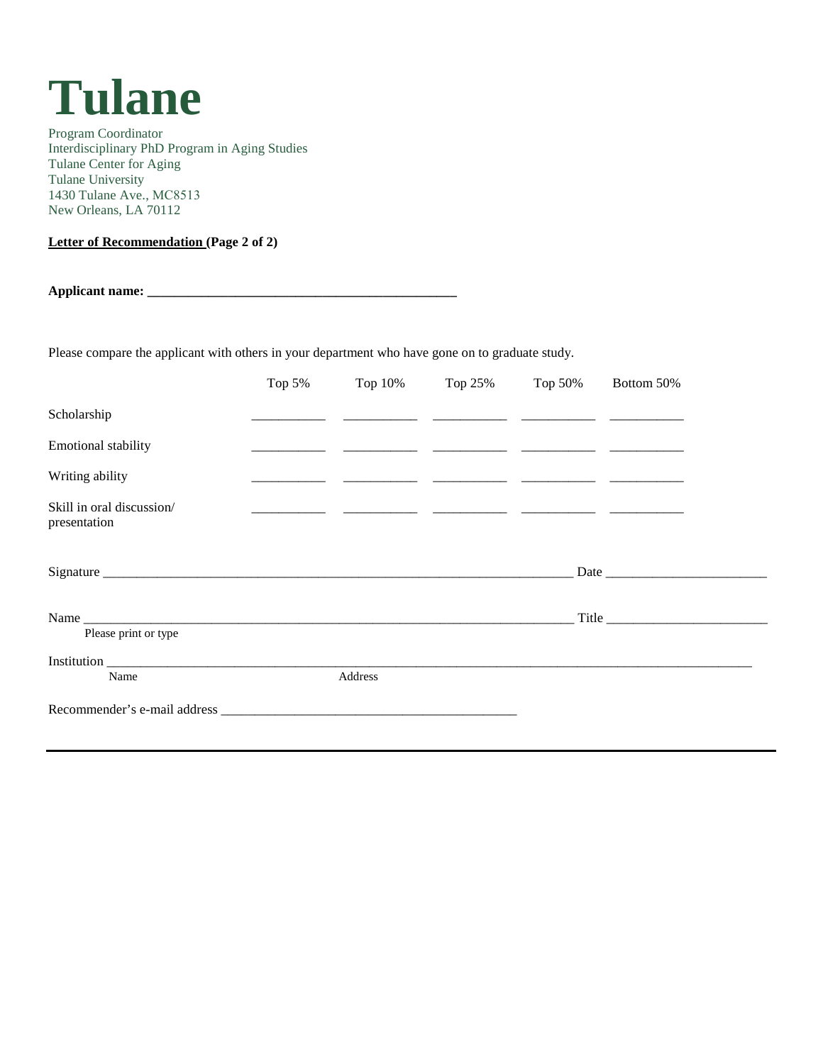# Tulane

Program Coordinator
Interdisciplinary PhD Program in Aging Studies
Tulane Center for Aging
Tulane University
1430 Tulane Ave., MC8513
New Orleans, LA 70112

**Letter of Recommendation (Page 2 of 2)**

**Applicant name: ______________________________________________**

Please compare the applicant with others in your department who have gone on to graduate study.

| | Top 5% | Top 10% | Top 25% | Top 50% | Bottom 50% |
|---|---|---|---|---|---|
| Scholarship | ________ | ________ | ________ | ________ | ________ |
| Emotional stability | ________ | ________ | ________ | ________ | ________ |
| Writing ability | ________ | ________ | ________ | ________ | ________ |
| Skill in oral discussion/ presentation | ________ | ________ | ________ | ________ | ________ |

Signature ______________________________________________________________ Date ______________________

Name ________________________________________________________________ Title ______________________
Please print or type

Institution _____________________________________________________________________________________
Name                                   Address

Recommender's e-mail address ________________________________________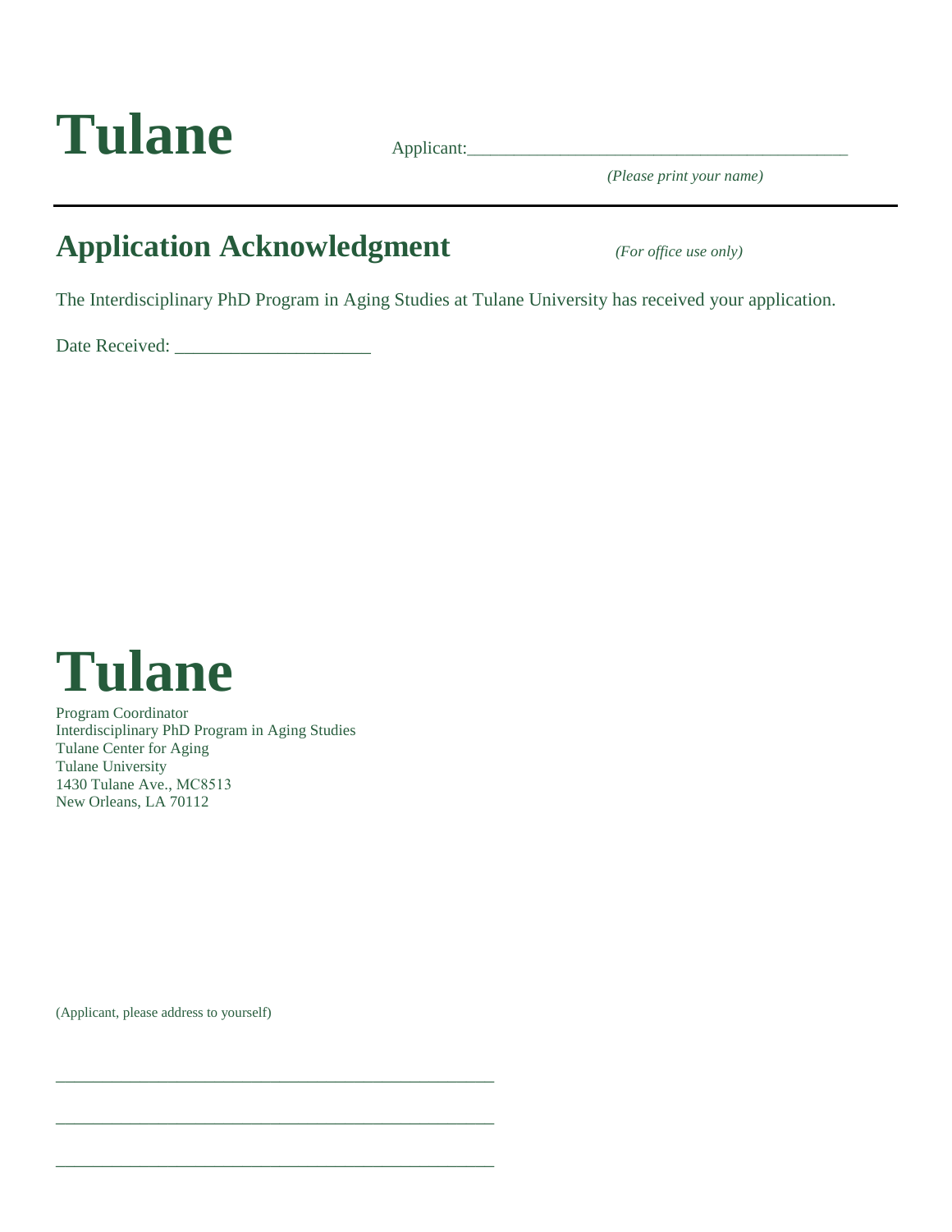# Tulane

Applicant:_______________________________________

*(Please print your name)*

---

## Application Acknowledgment

*(For office use only)*

The Interdisciplinary PhD Program in Aging Studies at Tulane University has received your application.

Date Received: ____________________

# Tulane

Program Coordinator
Interdisciplinary PhD Program in Aging Studies
Tulane Center for Aging
Tulane University
1430 Tulane Ave., MC8513
New Orleans, LA 70112

(Applicant, please address to yourself)

_______________________________________________

_______________________________________________

_______________________________________________